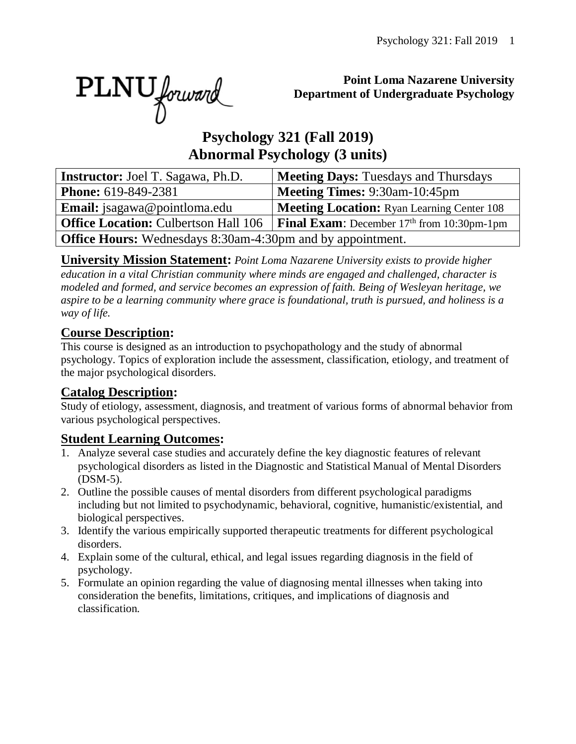**Point Loma Nazarene University**
**Department of Undergraduate Psychology**

# Psychology 321 (Fall 2019)
# Abnormal Psychology (3 units)

| **Instructor:** Joel T. Sagawa, Ph.D. | **Meeting Days:** Tuesdays and Thursdays |
|---|---|
| **Phone:** 619-849-2381 | **Meeting Times:** 9:30am-10:45pm |
| **Email:** jsagawa@pointloma.edu | **Meeting Location:** Ryan Learning Center 108 |
| **Office Location:** Culbertson Hall 106 | **Final Exam**: December 17th from 10:30pm-1pm |
| **Office Hours:** Wednesdays 8:30am-4:30pm and by appointment. | |

**University Mission Statement:** *Point Loma Nazarene University exists to provide higher education in a vital Christian community where minds are engaged and challenged, character is modeled and formed, and service becomes an expression of faith. Being of Wesleyan heritage, we aspire to be a learning community where grace is foundational, truth is pursued, and holiness is a way of life.*

## Course Description:

This course is designed as an introduction to psychopathology and the study of abnormal psychology. Topics of exploration include the assessment, classification, etiology, and treatment of the major psychological disorders.

## Catalog Description:

Study of etiology, assessment, diagnosis, and treatment of various forms of abnormal behavior from various psychological perspectives.

## Student Learning Outcomes:

1. Analyze several case studies and accurately define the key diagnostic features of relevant psychological disorders as listed in the Diagnostic and Statistical Manual of Mental Disorders (DSM-5).
2. Outline the possible causes of mental disorders from different psychological paradigms including but not limited to psychodynamic, behavioral, cognitive, humanistic/existential, and biological perspectives.
3. Identify the various empirically supported therapeutic treatments for different psychological disorders.
4. Explain some of the cultural, ethical, and legal issues regarding diagnosis in the field of psychology.
5. Formulate an opinion regarding the value of diagnosing mental illnesses when taking into consideration the benefits, limitations, critiques, and implications of diagnosis and classification.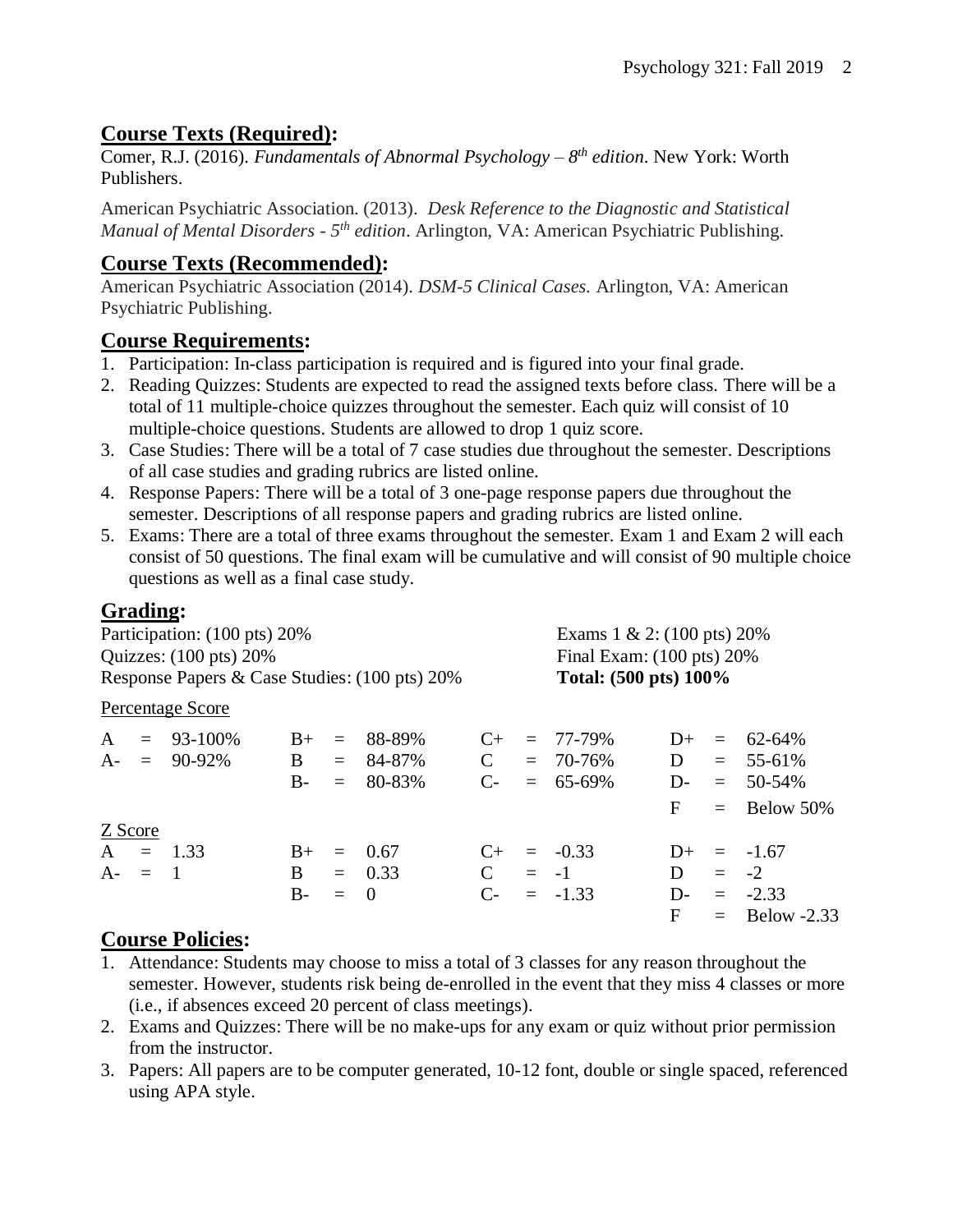## Course Texts (Required):

Comer, R.J. (2016). *Fundamentals of Abnormal Psychology – 8th edition*. New York: Worth Publishers.

American Psychiatric Association. (2013). *Desk Reference to the Diagnostic and Statistical Manual of Mental Disorders - 5th edition*. Arlington, VA: American Psychiatric Publishing.

## Course Texts (Recommended):

American Psychiatric Association (2014). *DSM-5 Clinical Cases.* Arlington, VA: American Psychiatric Publishing.

## Course Requirements:

1. Participation: In-class participation is required and is figured into your final grade.
2. Reading Quizzes: Students are expected to read the assigned texts before class. There will be a total of 11 multiple-choice quizzes throughout the semester. Each quiz will consist of 10 multiple-choice questions. Students are allowed to drop 1 quiz score.
3. Case Studies: There will be a total of 7 case studies due throughout the semester. Descriptions of all case studies and grading rubrics are listed online.
4. Response Papers: There will be a total of 3 one-page response papers due throughout the semester. Descriptions of all response papers and grading rubrics are listed online.
5. Exams: There are a total of three exams throughout the semester. Exam 1 and Exam 2 will each consist of 50 questions. The final exam will be cumulative and will consist of 90 multiple choice questions as well as a final case study.

## Grading:

Participation: (100 pts) 20%
Quizzes: (100 pts) 20%
Response Papers & Case Studies: (100 pts) 20%
Exams 1 & 2: (100 pts) 20%
Final Exam: (100 pts) 20%
**Total: (500 pts) 100%**

Percentage Score

| Grade | Range | Grade | Range | Grade | Range | Grade | Range |
|---|---|---|---|---|---|---|---|
| A | 93-100% | B+ | 88-89% | C+ | 77-79% | D+ | 62-64% |
| A- | 90-92% | B | 84-87% | C | 70-76% | D | 55-61% |
| | | B- | 80-83% | C- | 65-69% | D- | 50-54% |
| | | | | | | F | Below 50% |

Z Score

| Grade | Score | Grade | Score | Grade | Score | Grade | Score |
|---|---|---|---|---|---|---|---|
| A | 1.33 | B+ | 0.67 | C+ | -0.33 | D+ | -1.67 |
| A- | 1 | B | 0.33 | C | -1 | D | -2 |
| | | B- | 0 | C- | -1.33 | D- | -2.33 |
| | | | | | | F | Below -2.33 |

## Course Policies:

1. Attendance: Students may choose to miss a total of 3 classes for any reason throughout the semester. However, students risk being de-enrolled in the event that they miss 4 classes or more (i.e., if absences exceed 20 percent of class meetings).
2. Exams and Quizzes: There will be no make-ups for any exam or quiz without prior permission from the instructor.
3. Papers: All papers are to be computer generated, 10-12 font, double or single spaced, referenced using APA style.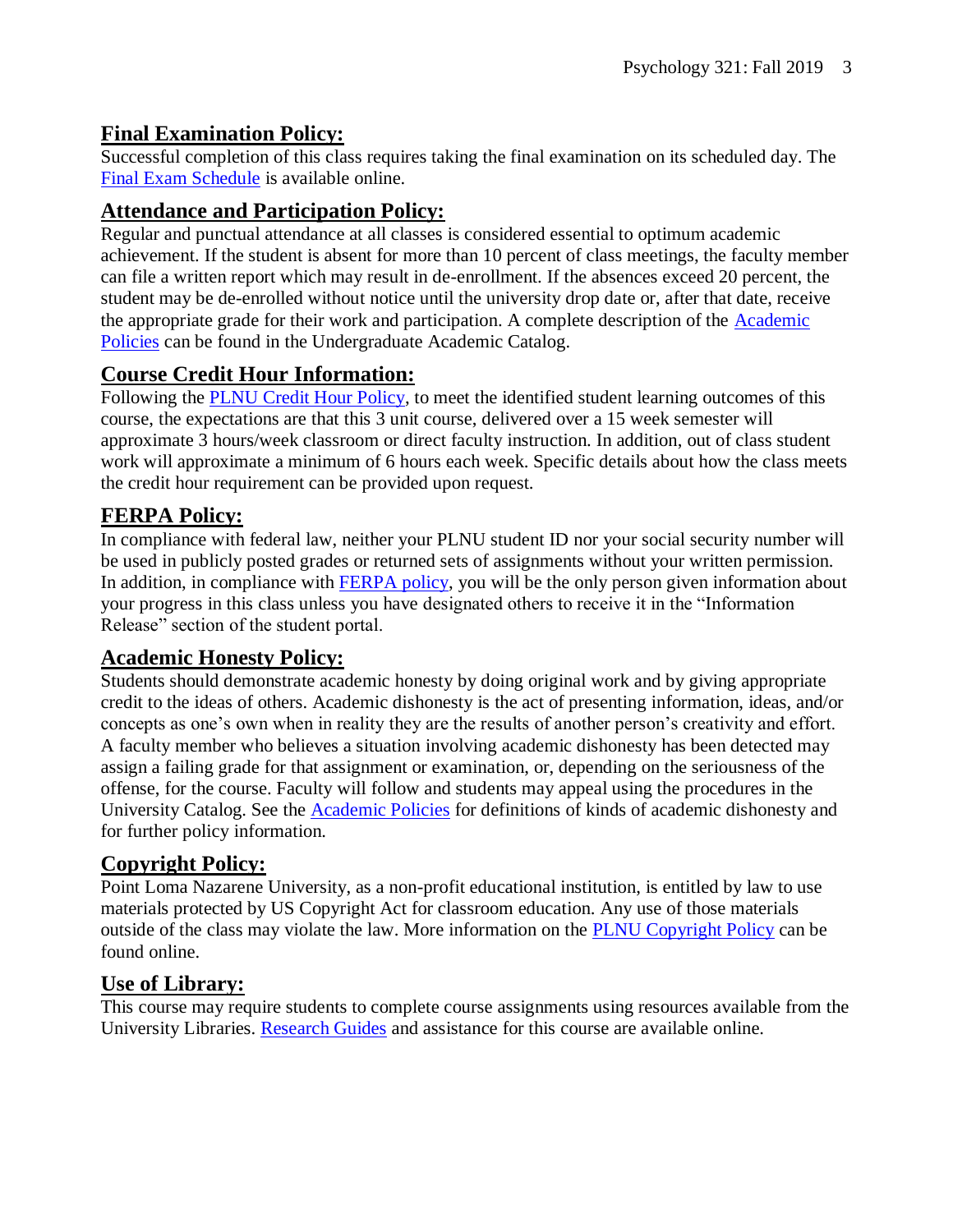## **Final Examination Policy:**

Successful completion of this class requires taking the final examination on its scheduled day. The Final Exam Schedule is available online.

## **Attendance and Participation Policy:**

Regular and punctual attendance at all classes is considered essential to optimum academic achievement. If the student is absent for more than 10 percent of class meetings, the faculty member can file a written report which may result in de-enrollment. If the absences exceed 20 percent, the student may be de-enrolled without notice until the university drop date or, after that date, receive the appropriate grade for their work and participation. A complete description of the Academic Policies can be found in the Undergraduate Academic Catalog.

## **Course Credit Hour Information:**

Following the PLNU Credit Hour Policy, to meet the identified student learning outcomes of this course, the expectations are that this 3 unit course, delivered over a 15 week semester will approximate 3 hours/week classroom or direct faculty instruction. In addition, out of class student work will approximate a minimum of 6 hours each week. Specific details about how the class meets the credit hour requirement can be provided upon request.

## **FERPA Policy:**

In compliance with federal law, neither your PLNU student ID nor your social security number will be used in publicly posted grades or returned sets of assignments without your written permission. In addition, in compliance with FERPA policy, you will be the only person given information about your progress in this class unless you have designated others to receive it in the "Information Release" section of the student portal.

## **Academic Honesty Policy:**

Students should demonstrate academic honesty by doing original work and by giving appropriate credit to the ideas of others. Academic dishonesty is the act of presenting information, ideas, and/or concepts as one's own when in reality they are the results of another person's creativity and effort. A faculty member who believes a situation involving academic dishonesty has been detected may assign a failing grade for that assignment or examination, or, depending on the seriousness of the offense, for the course. Faculty will follow and students may appeal using the procedures in the University Catalog. See the Academic Policies for definitions of kinds of academic dishonesty and for further policy information.

## **Copyright Policy:**

Point Loma Nazarene University, as a non-profit educational institution, is entitled by law to use materials protected by US Copyright Act for classroom education. Any use of those materials outside of the class may violate the law. More information on the PLNU Copyright Policy can be found online.

## **Use of Library:**

This course may require students to complete course assignments using resources available from the University Libraries. Research Guides and assistance for this course are available online.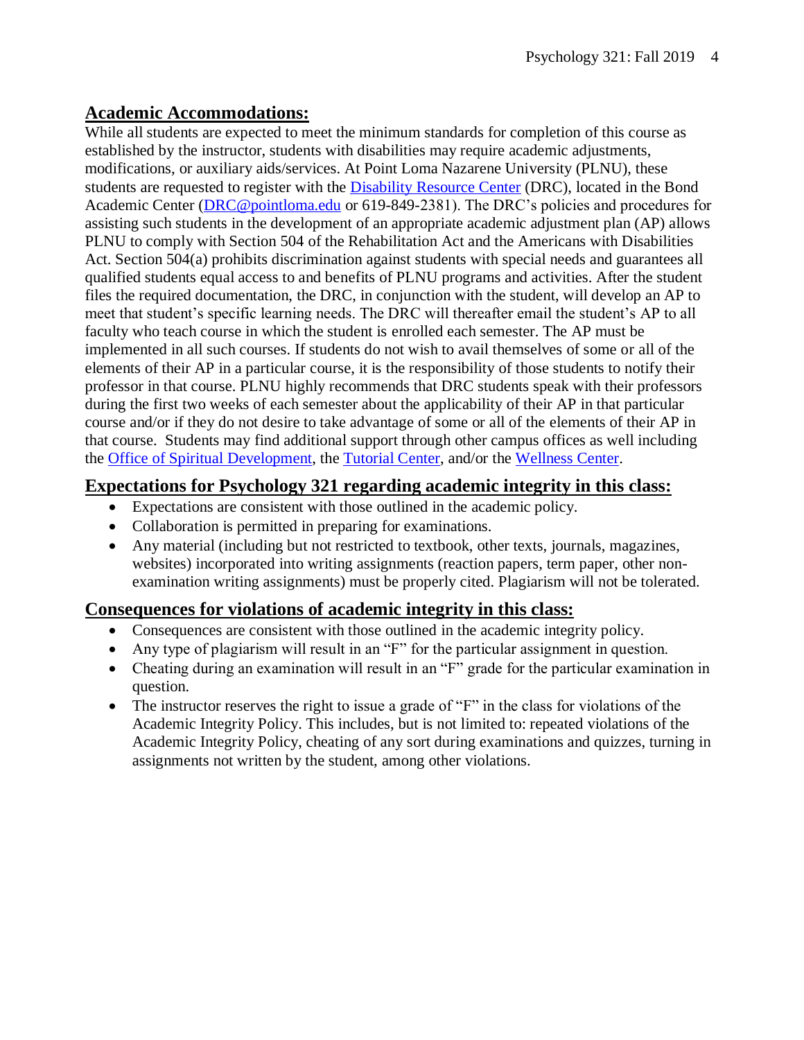## Academic Accommodations:

While all students are expected to meet the minimum standards for completion of this course as established by the instructor, students with disabilities may require academic adjustments, modifications, or auxiliary aids/services. At Point Loma Nazarene University (PLNU), these students are requested to register with the Disability Resource Center (DRC), located in the Bond Academic Center (DRC@pointloma.edu or 619-849-2381). The DRC's policies and procedures for assisting such students in the development of an appropriate academic adjustment plan (AP) allows PLNU to comply with Section 504 of the Rehabilitation Act and the Americans with Disabilities Act. Section 504(a) prohibits discrimination against students with special needs and guarantees all qualified students equal access to and benefits of PLNU programs and activities. After the student files the required documentation, the DRC, in conjunction with the student, will develop an AP to meet that student's specific learning needs. The DRC will thereafter email the student's AP to all faculty who teach course in which the student is enrolled each semester. The AP must be implemented in all such courses. If students do not wish to avail themselves of some or all of the elements of their AP in a particular course, it is the responsibility of those students to notify their professor in that course. PLNU highly recommends that DRC students speak with their professors during the first two weeks of each semester about the applicability of their AP in that particular course and/or if they do not desire to take advantage of some or all of the elements of their AP in that course. Students may find additional support through other campus offices as well including the Office of Spiritual Development, the Tutorial Center, and/or the Wellness Center.

## Expectations for Psychology 321 regarding academic integrity in this class:

- Expectations are consistent with those outlined in the academic policy.
- Collaboration is permitted in preparing for examinations.
- Any material (including but not restricted to textbook, other texts, journals, magazines, websites) incorporated into writing assignments (reaction papers, term paper, other non-examination writing assignments) must be properly cited. Plagiarism will not be tolerated.

## Consequences for violations of academic integrity in this class:

- Consequences are consistent with those outlined in the academic integrity policy.
- Any type of plagiarism will result in an "F" for the particular assignment in question.
- Cheating during an examination will result in an "F" grade for the particular examination in question.
- The instructor reserves the right to issue a grade of "F" in the class for violations of the Academic Integrity Policy. This includes, but is not limited to: repeated violations of the Academic Integrity Policy, cheating of any sort during examinations and quizzes, turning in assignments not written by the student, among other violations.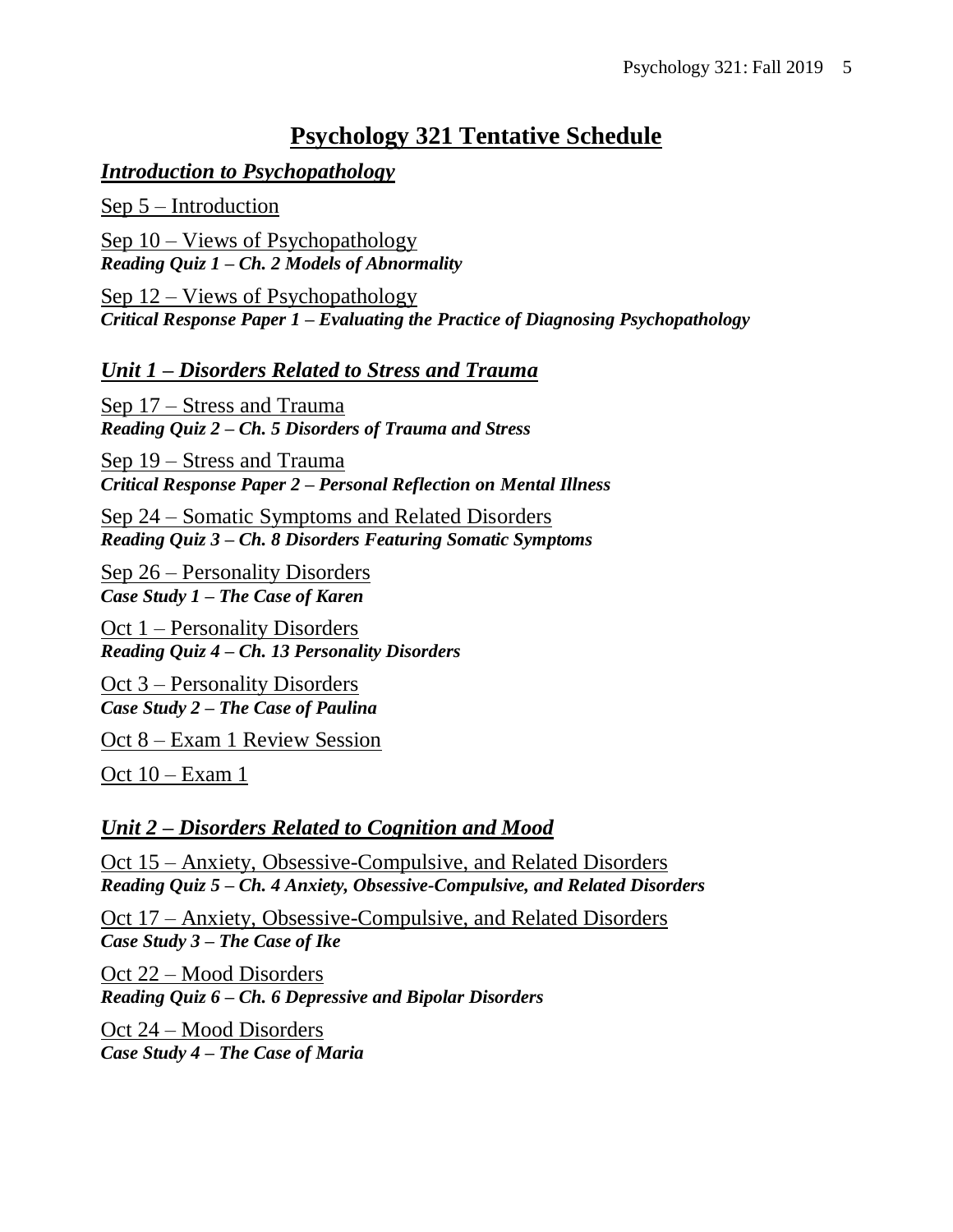# Psychology 321 Tentative Schedule

## *Introduction to Psychopathology*

Sep 5 – Introduction

Sep 10 – Views of Psychopathology
***Reading Quiz 1 – Ch. 2 Models of Abnormality***

Sep 12 – Views of Psychopathology
***Critical Response Paper 1 – Evaluating the Practice of Diagnosing Psychopathology***

## *Unit 1 – Disorders Related to Stress and Trauma*

Sep 17 – Stress and Trauma
***Reading Quiz 2 – Ch. 5 Disorders of Trauma and Stress***

Sep 19 – Stress and Trauma
***Critical Response Paper 2 – Personal Reflection on Mental Illness***

Sep 24 – Somatic Symptoms and Related Disorders
***Reading Quiz 3 – Ch. 8 Disorders Featuring Somatic Symptoms***

Sep 26 – Personality Disorders
***Case Study 1 – The Case of Karen***

Oct 1 – Personality Disorders
***Reading Quiz 4 – Ch. 13 Personality Disorders***

Oct 3 – Personality Disorders
***Case Study 2 – The Case of Paulina***

Oct 8 – Exam 1 Review Session

Oct 10 – Exam 1

## *Unit 2 – Disorders Related to Cognition and Mood*

Oct 15 – Anxiety, Obsessive-Compulsive, and Related Disorders
***Reading Quiz 5 – Ch. 4 Anxiety, Obsessive-Compulsive, and Related Disorders***

Oct 17 – Anxiety, Obsessive-Compulsive, and Related Disorders
***Case Study 3 – The Case of Ike***

Oct 22 – Mood Disorders
***Reading Quiz 6 – Ch. 6 Depressive and Bipolar Disorders***

Oct 24 – Mood Disorders
***Case Study 4 – The Case of Maria***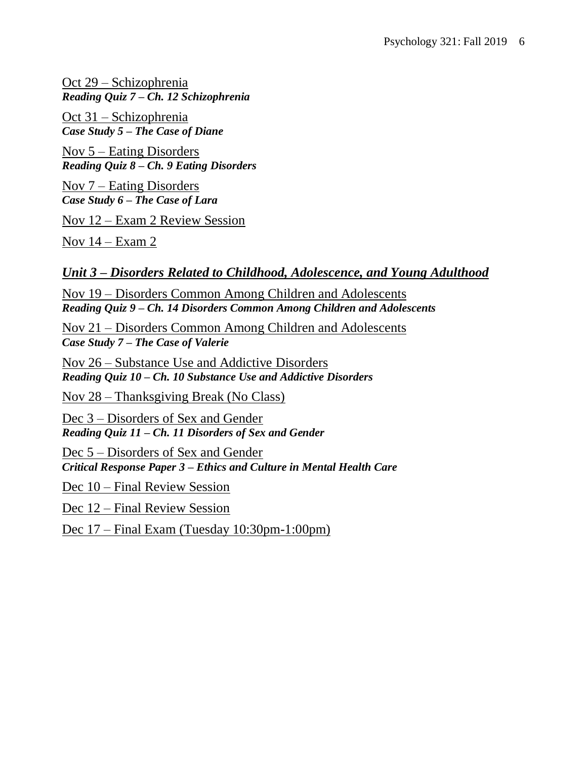Oct 29 – Schizophrenia
***Reading Quiz 7 – Ch. 12 Schizophrenia***

Oct 31 – Schizophrenia
***Case Study 5 – The Case of Diane***

Nov 5 – Eating Disorders
***Reading Quiz 8 – Ch. 9 Eating Disorders***

Nov 7 – Eating Disorders
***Case Study 6 – The Case of Lara***

Nov 12 – Exam 2 Review Session

Nov 14 – Exam 2

## ***Unit 3 – Disorders Related to Childhood, Adolescence, and Young Adulthood***

Nov 19 – Disorders Common Among Children and Adolescents
***Reading Quiz 9 – Ch. 14 Disorders Common Among Children and Adolescents***

Nov 21 – Disorders Common Among Children and Adolescents
***Case Study 7 – The Case of Valerie***

Nov 26 – Substance Use and Addictive Disorders
***Reading Quiz 10 – Ch. 10 Substance Use and Addictive Disorders***

Nov 28 – Thanksgiving Break (No Class)

Dec 3 – Disorders of Sex and Gender
***Reading Quiz 11 – Ch. 11 Disorders of Sex and Gender***

Dec 5 – Disorders of Sex and Gender
***Critical Response Paper 3 – Ethics and Culture in Mental Health Care***

Dec 10 – Final Review Session

Dec 12 – Final Review Session

Dec 17 – Final Exam (Tuesday 10:30pm-1:00pm)